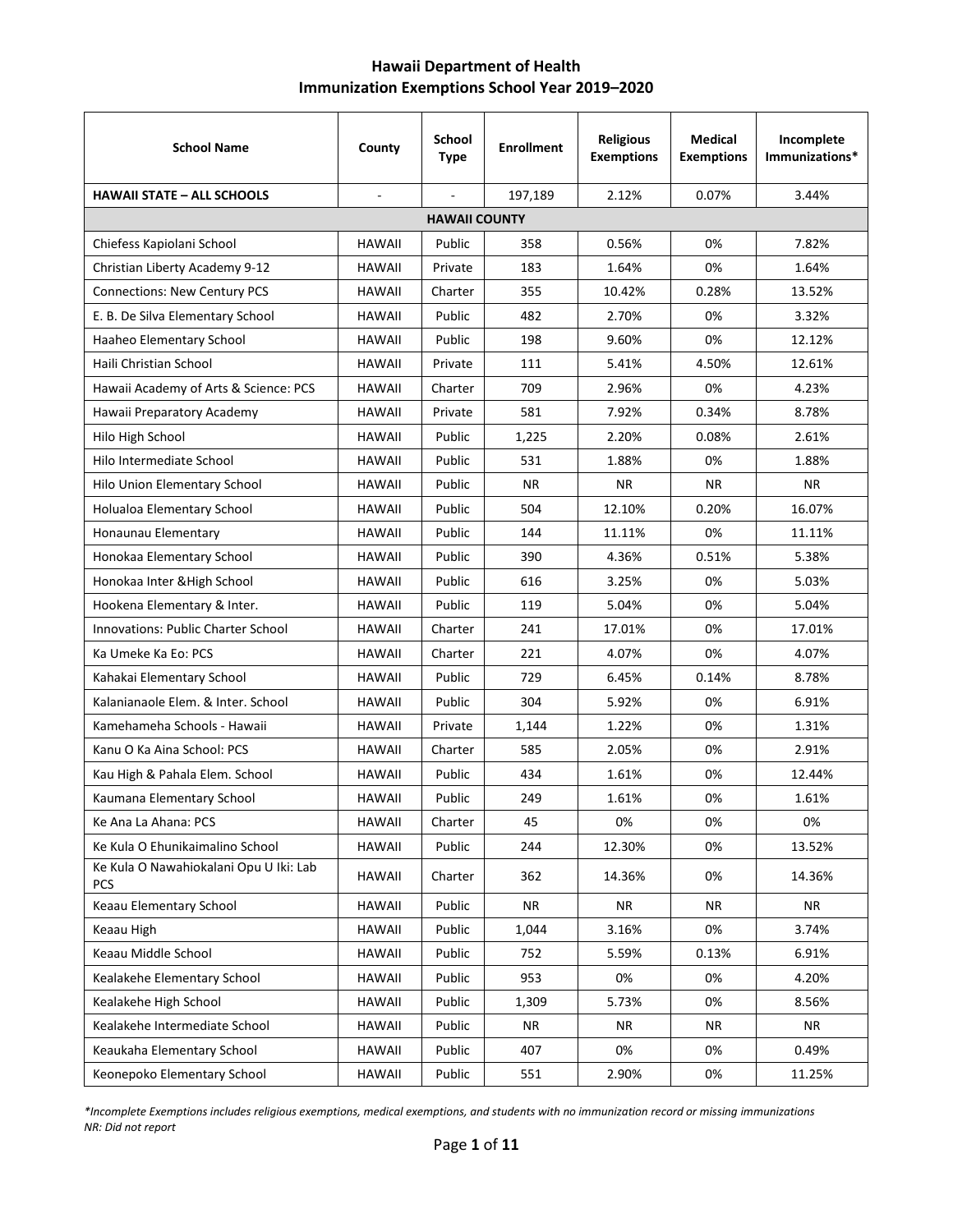# Hawaii Department of Health
## Immunization Exemptions School Year 2019–2020

| School Name | County | School Type | Enrollment | Religious Exemptions | Medical Exemptions | Incomplete Immunizations* |
|---|---|---|---|---|---|---|
| **HAWAII STATE – ALL SCHOOLS** | - | - | 197,189 | 2.12% | 0.07% | 3.44% |
| **HAWAII COUNTY** | | | | | | |
| Chiefess Kapiolani School | HAWAII | Public | 358 | 0.56% | 0% | 7.82% |
| Christian Liberty Academy 9-12 | HAWAII | Private | 183 | 1.64% | 0% | 1.64% |
| Connections: New Century PCS | HAWAII | Charter | 355 | 10.42% | 0.28% | 13.52% |
| E. B. De Silva Elementary School | HAWAII | Public | 482 | 2.70% | 0% | 3.32% |
| Haaheo Elementary School | HAWAII | Public | 198 | 9.60% | 0% | 12.12% |
| Haili Christian School | HAWAII | Private | 111 | 5.41% | 4.50% | 12.61% |
| Hawaii Academy of Arts & Science: PCS | HAWAII | Charter | 709 | 2.96% | 0% | 4.23% |
| Hawaii Preparatory Academy | HAWAII | Private | 581 | 7.92% | 0.34% | 8.78% |
| Hilo High School | HAWAII | Public | 1,225 | 2.20% | 0.08% | 2.61% |
| Hilo Intermediate School | HAWAII | Public | 531 | 1.88% | 0% | 1.88% |
| Hilo Union Elementary School | HAWAII | Public | NR | NR | NR | NR |
| Holualoa Elementary School | HAWAII | Public | 504 | 12.10% | 0.20% | 16.07% |
| Honaunau Elementary | HAWAII | Public | 144 | 11.11% | 0% | 11.11% |
| Honokaa Elementary School | HAWAII | Public | 390 | 4.36% | 0.51% | 5.38% |
| Honokaa Inter &High School | HAWAII | Public | 616 | 3.25% | 0% | 5.03% |
| Hookena Elementary & Inter. | HAWAII | Public | 119 | 5.04% | 0% | 5.04% |
| Innovations: Public Charter School | HAWAII | Charter | 241 | 17.01% | 0% | 17.01% |
| Ka Umeke Ka Eo: PCS | HAWAII | Charter | 221 | 4.07% | 0% | 4.07% |
| Kahakai Elementary School | HAWAII | Public | 729 | 6.45% | 0.14% | 8.78% |
| Kalanianaole Elem. & Inter. School | HAWAII | Public | 304 | 5.92% | 0% | 6.91% |
| Kamehameha Schools - Hawaii | HAWAII | Private | 1,144 | 1.22% | 0% | 1.31% |
| Kanu O Ka Aina School: PCS | HAWAII | Charter | 585 | 2.05% | 0% | 2.91% |
| Kau High & Pahala Elem. School | HAWAII | Public | 434 | 1.61% | 0% | 12.44% |
| Kaumana Elementary School | HAWAII | Public | 249 | 1.61% | 0% | 1.61% |
| Ke Ana La Ahana: PCS | HAWAII | Charter | 45 | 0% | 0% | 0% |
| Ke Kula O Ehunikaimalino School | HAWAII | Public | 244 | 12.30% | 0% | 13.52% |
| Ke Kula O Nawahiokalani Opu U Iki: Lab PCS | HAWAII | Charter | 362 | 14.36% | 0% | 14.36% |
| Keaau Elementary School | HAWAII | Public | NR | NR | NR | NR |
| Keaau High | HAWAII | Public | 1,044 | 3.16% | 0% | 3.74% |
| Keaau Middle School | HAWAII | Public | 752 | 5.59% | 0.13% | 6.91% |
| Kealakehe Elementary School | HAWAII | Public | 953 | 0% | 0% | 4.20% |
| Kealakehe High School | HAWAII | Public | 1,309 | 5.73% | 0% | 8.56% |
| Kealakehe Intermediate School | HAWAII | Public | NR | NR | NR | NR |
| Keaukaha Elementary School | HAWAII | Public | 407 | 0% | 0% | 0.49% |
| Keonepoko Elementary School | HAWAII | Public | 551 | 2.90% | 0% | 11.25% |

*\*Incomplete Exemptions includes religious exemptions, medical exemptions, and students with no immunization record or missing immunizations*
*NR: Did not report*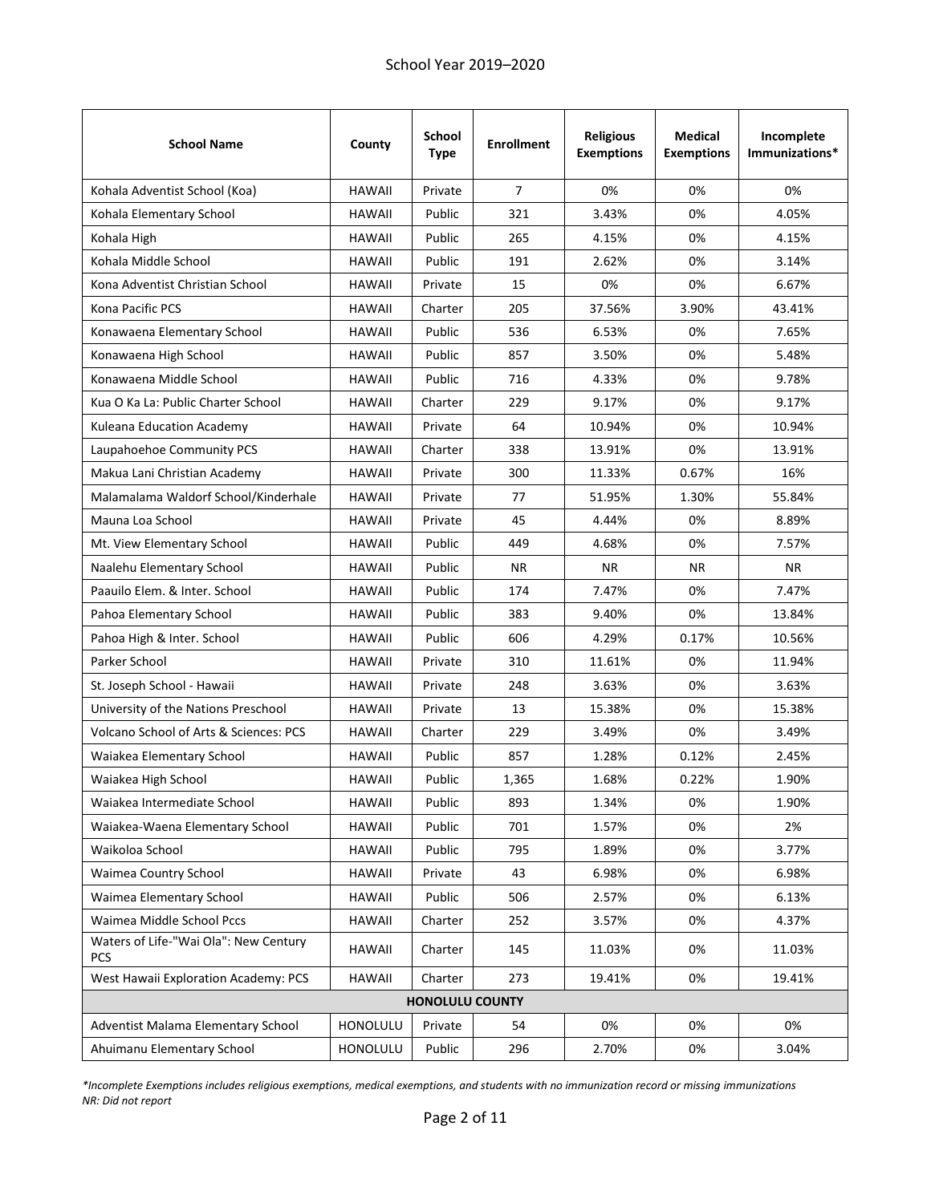School Year 2019–2020

| School Name | County | School Type | Enrollment | Religious Exemptions | Medical Exemptions | Incomplete Immunizations* |
|---|---|---|---|---|---|---|
| Kohala Adventist School (Koa) | HAWAII | Private | 7 | 0% | 0% | 0% |
| Kohala Elementary School | HAWAII | Public | 321 | 3.43% | 0% | 4.05% |
| Kohala High | HAWAII | Public | 265 | 4.15% | 0% | 4.15% |
| Kohala Middle School | HAWAII | Public | 191 | 2.62% | 0% | 3.14% |
| Kona Adventist Christian School | HAWAII | Private | 15 | 0% | 0% | 6.67% |
| Kona Pacific PCS | HAWAII | Charter | 205 | 37.56% | 3.90% | 43.41% |
| Konawaena Elementary School | HAWAII | Public | 536 | 6.53% | 0% | 7.65% |
| Konawaena High School | HAWAII | Public | 857 | 3.50% | 0% | 5.48% |
| Konawaena Middle School | HAWAII | Public | 716 | 4.33% | 0% | 9.78% |
| Kua O Ka La: Public Charter School | HAWAII | Charter | 229 | 9.17% | 0% | 9.17% |
| Kuleana Education Academy | HAWAII | Private | 64 | 10.94% | 0% | 10.94% |
| Laupahoehoe Community PCS | HAWAII | Charter | 338 | 13.91% | 0% | 13.91% |
| Makua Lani Christian Academy | HAWAII | Private | 300 | 11.33% | 0.67% | 16% |
| Malamalama Waldorf School/Kinderhale | HAWAII | Private | 77 | 51.95% | 1.30% | 55.84% |
| Mauna Loa School | HAWAII | Private | 45 | 4.44% | 0% | 8.89% |
| Mt. View Elementary School | HAWAII | Public | 449 | 4.68% | 0% | 7.57% |
| Naalehu Elementary School | HAWAII | Public | NR | NR | NR | NR |
| Paauilo Elem. & Inter. School | HAWAII | Public | 174 | 7.47% | 0% | 7.47% |
| Pahoa Elementary School | HAWAII | Public | 383 | 9.40% | 0% | 13.84% |
| Pahoa High & Inter. School | HAWAII | Public | 606 | 4.29% | 0.17% | 10.56% |
| Parker School | HAWAII | Private | 310 | 11.61% | 0% | 11.94% |
| St. Joseph School - Hawaii | HAWAII | Private | 248 | 3.63% | 0% | 3.63% |
| University of the Nations Preschool | HAWAII | Private | 13 | 15.38% | 0% | 15.38% |
| Volcano School of Arts & Sciences: PCS | HAWAII | Charter | 229 | 3.49% | 0% | 3.49% |
| Waiakea Elementary School | HAWAII | Public | 857 | 1.28% | 0.12% | 2.45% |
| Waiakea High School | HAWAII | Public | 1,365 | 1.68% | 0.22% | 1.90% |
| Waiakea Intermediate School | HAWAII | Public | 893 | 1.34% | 0% | 1.90% |
| Waiakea-Waena Elementary School | HAWAII | Public | 701 | 1.57% | 0% | 2% |
| Waikoloa School | HAWAII | Public | 795 | 1.89% | 0% | 3.77% |
| Waimea Country School | HAWAII | Private | 43 | 6.98% | 0% | 6.98% |
| Waimea Elementary School | HAWAII | Public | 506 | 2.57% | 0% | 6.13% |
| Waimea Middle School Pccs | HAWAII | Charter | 252 | 3.57% | 0% | 4.37% |
| Waters of Life-"Wai Ola": New Century PCS | HAWAII | Charter | 145 | 11.03% | 0% | 11.03% |
| West Hawaii Exploration Academy: PCS | HAWAII | Charter | 273 | 19.41% | 0% | 19.41% |
| **HONOLULU COUNTY** | | | | | | |
| Adventist Malama Elementary School | HONOLULU | Private | 54 | 0% | 0% | 0% |
| Ahuimanu Elementary School | HONOLULU | Public | 296 | 2.70% | 0% | 3.04% |

*\*Incomplete Exemptions includes religious exemptions, medical exemptions, and students with no immunization record or missing immunizations*
*NR: Did not report*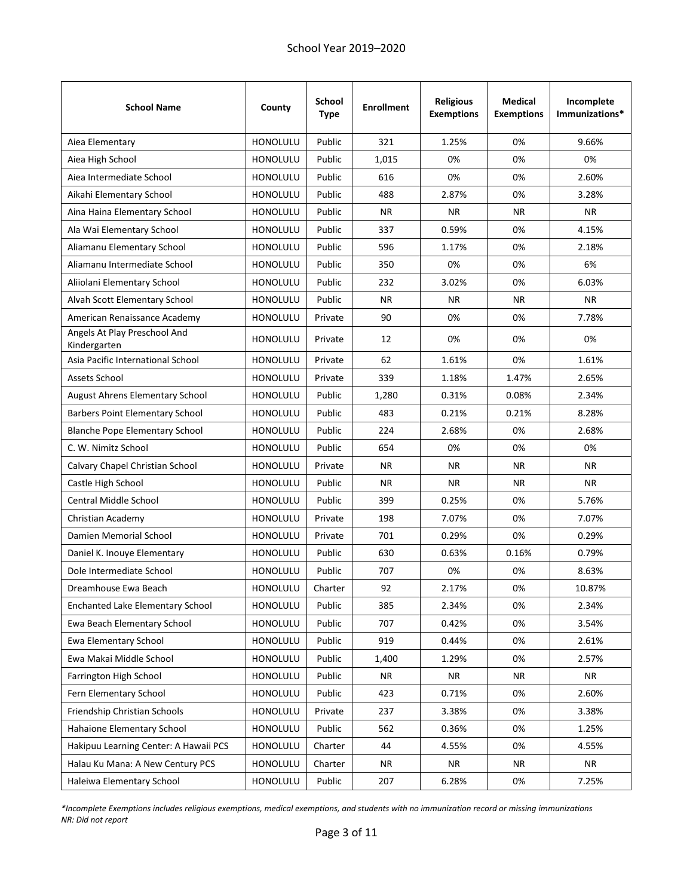School Year 2019–2020

| School Name | County | School Type | Enrollment | Religious Exemptions | Medical Exemptions | Incomplete Immunizations* |
|---|---|---|---|---|---|---|
| Aiea Elementary | HONOLULU | Public | 321 | 1.25% | 0% | 9.66% |
| Aiea High School | HONOLULU | Public | 1,015 | 0% | 0% | 0% |
| Aiea Intermediate School | HONOLULU | Public | 616 | 0% | 0% | 2.60% |
| Aikahi Elementary School | HONOLULU | Public | 488 | 2.87% | 0% | 3.28% |
| Aina Haina Elementary School | HONOLULU | Public | NR | NR | NR | NR |
| Ala Wai Elementary School | HONOLULU | Public | 337 | 0.59% | 0% | 4.15% |
| Aliamanu Elementary School | HONOLULU | Public | 596 | 1.17% | 0% | 2.18% |
| Aliamanu Intermediate School | HONOLULU | Public | 350 | 0% | 0% | 6% |
| Aliiolani Elementary School | HONOLULU | Public | 232 | 3.02% | 0% | 6.03% |
| Alvah Scott Elementary School | HONOLULU | Public | NR | NR | NR | NR |
| American Renaissance Academy | HONOLULU | Private | 90 | 0% | 0% | 7.78% |
| Angels At Play Preschool And Kindergarten | HONOLULU | Private | 12 | 0% | 0% | 0% |
| Asia Pacific International School | HONOLULU | Private | 62 | 1.61% | 0% | 1.61% |
| Assets School | HONOLULU | Private | 339 | 1.18% | 1.47% | 2.65% |
| August Ahrens Elementary School | HONOLULU | Public | 1,280 | 0.31% | 0.08% | 2.34% |
| Barbers Point Elementary School | HONOLULU | Public | 483 | 0.21% | 0.21% | 8.28% |
| Blanche Pope Elementary School | HONOLULU | Public | 224 | 2.68% | 0% | 2.68% |
| C. W. Nimitz School | HONOLULU | Public | 654 | 0% | 0% | 0% |
| Calvary Chapel Christian School | HONOLULU | Private | NR | NR | NR | NR |
| Castle High School | HONOLULU | Public | NR | NR | NR | NR |
| Central Middle School | HONOLULU | Public | 399 | 0.25% | 0% | 5.76% |
| Christian Academy | HONOLULU | Private | 198 | 7.07% | 0% | 7.07% |
| Damien Memorial School | HONOLULU | Private | 701 | 0.29% | 0% | 0.29% |
| Daniel K. Inouye Elementary | HONOLULU | Public | 630 | 0.63% | 0.16% | 0.79% |
| Dole Intermediate School | HONOLULU | Public | 707 | 0% | 0% | 8.63% |
| Dreamhouse Ewa Beach | HONOLULU | Charter | 92 | 2.17% | 0% | 10.87% |
| Enchanted Lake Elementary School | HONOLULU | Public | 385 | 2.34% | 0% | 2.34% |
| Ewa Beach Elementary School | HONOLULU | Public | 707 | 0.42% | 0% | 3.54% |
| Ewa Elementary School | HONOLULU | Public | 919 | 0.44% | 0% | 2.61% |
| Ewa Makai Middle School | HONOLULU | Public | 1,400 | 1.29% | 0% | 2.57% |
| Farrington High School | HONOLULU | Public | NR | NR | NR | NR |
| Fern Elementary School | HONOLULU | Public | 423 | 0.71% | 0% | 2.60% |
| Friendship Christian Schools | HONOLULU | Private | 237 | 3.38% | 0% | 3.38% |
| Hahaione Elementary School | HONOLULU | Public | 562 | 0.36% | 0% | 1.25% |
| Hakipuu Learning Center: A Hawaii PCS | HONOLULU | Charter | 44 | 4.55% | 0% | 4.55% |
| Halau Ku Mana: A New Century PCS | HONOLULU | Charter | NR | NR | NR | NR |
| Haleiwa Elementary School | HONOLULU | Public | 207 | 6.28% | 0% | 7.25% |

*\*Incomplete Exemptions includes religious exemptions, medical exemptions, and students with no immunization record or missing immunizations*
*NR: Did not report*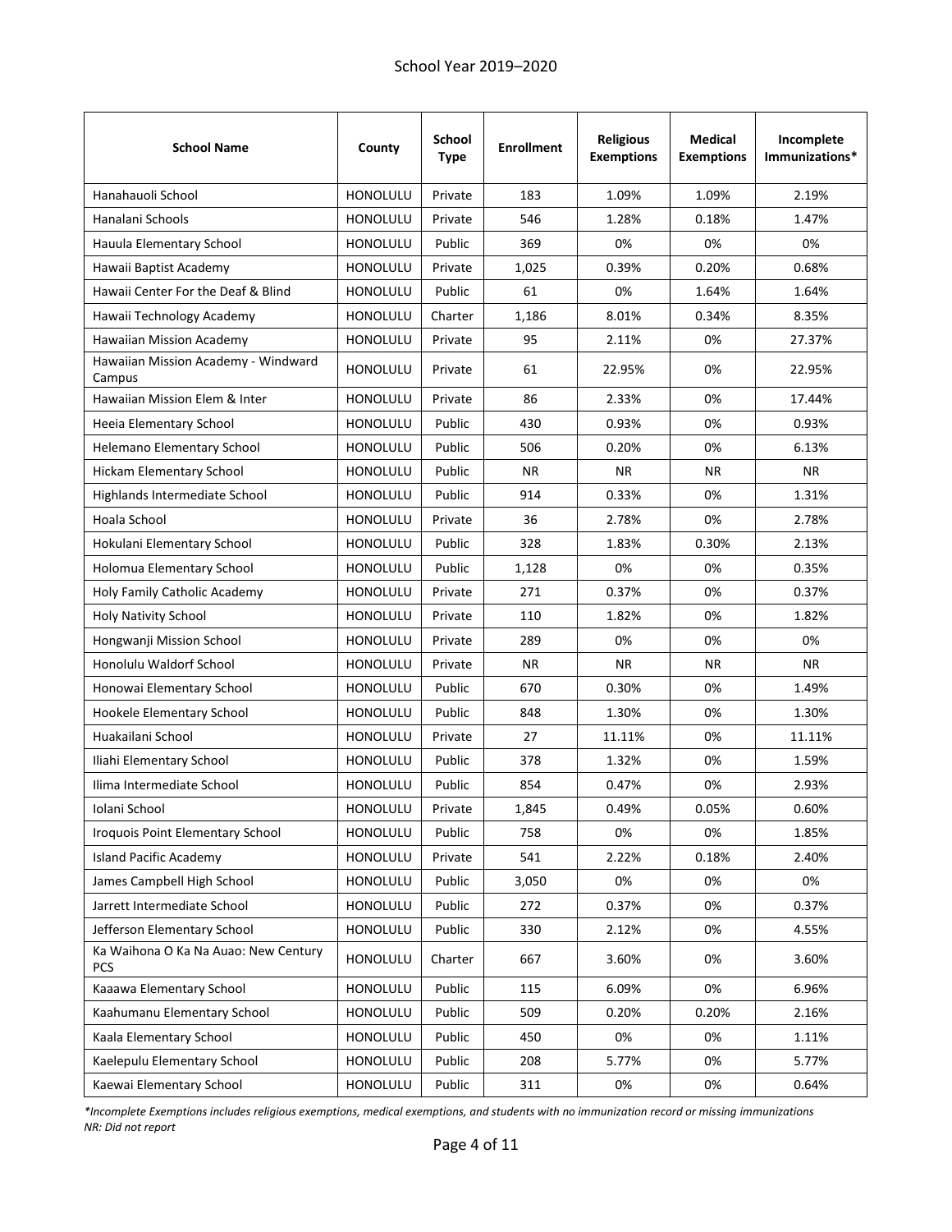School Year 2019–2020

| School Name | County | School Type | Enrollment | Religious Exemptions | Medical Exemptions | Incomplete Immunizations* |
|---|---|---|---|---|---|---|
| Hanahauoli School | HONOLULU | Private | 183 | 1.09% | 1.09% | 2.19% |
| Hanalani Schools | HONOLULU | Private | 546 | 1.28% | 0.18% | 1.47% |
| Hauula Elementary School | HONOLULU | Public | 369 | 0% | 0% | 0% |
| Hawaii Baptist Academy | HONOLULU | Private | 1,025 | 0.39% | 0.20% | 0.68% |
| Hawaii Center For the Deaf & Blind | HONOLULU | Public | 61 | 0% | 1.64% | 1.64% |
| Hawaii Technology Academy | HONOLULU | Charter | 1,186 | 8.01% | 0.34% | 8.35% |
| Hawaiian Mission Academy | HONOLULU | Private | 95 | 2.11% | 0% | 27.37% |
| Hawaiian Mission Academy - Windward Campus | HONOLULU | Private | 61 | 22.95% | 0% | 22.95% |
| Hawaiian Mission Elem & Inter | HONOLULU | Private | 86 | 2.33% | 0% | 17.44% |
| Heeia Elementary School | HONOLULU | Public | 430 | 0.93% | 0% | 0.93% |
| Helemano Elementary School | HONOLULU | Public | 506 | 0.20% | 0% | 6.13% |
| Hickam Elementary School | HONOLULU | Public | NR | NR | NR | NR |
| Highlands Intermediate School | HONOLULU | Public | 914 | 0.33% | 0% | 1.31% |
| Hoala School | HONOLULU | Private | 36 | 2.78% | 0% | 2.78% |
| Hokulani Elementary School | HONOLULU | Public | 328 | 1.83% | 0.30% | 2.13% |
| Holomua Elementary School | HONOLULU | Public | 1,128 | 0% | 0% | 0.35% |
| Holy Family Catholic Academy | HONOLULU | Private | 271 | 0.37% | 0% | 0.37% |
| Holy Nativity School | HONOLULU | Private | 110 | 1.82% | 0% | 1.82% |
| Hongwanji Mission School | HONOLULU | Private | 289 | 0% | 0% | 0% |
| Honolulu Waldorf School | HONOLULU | Private | NR | NR | NR | NR |
| Honowai Elementary School | HONOLULU | Public | 670 | 0.30% | 0% | 1.49% |
| Hookele Elementary School | HONOLULU | Public | 848 | 1.30% | 0% | 1.30% |
| Huakailani School | HONOLULU | Private | 27 | 11.11% | 0% | 11.11% |
| Iliahi Elementary School | HONOLULU | Public | 378 | 1.32% | 0% | 1.59% |
| Ilima Intermediate School | HONOLULU | Public | 854 | 0.47% | 0% | 2.93% |
| Iolani School | HONOLULU | Private | 1,845 | 0.49% | 0.05% | 0.60% |
| Iroquois Point Elementary School | HONOLULU | Public | 758 | 0% | 0% | 1.85% |
| Island Pacific Academy | HONOLULU | Private | 541 | 2.22% | 0.18% | 2.40% |
| James Campbell High School | HONOLULU | Public | 3,050 | 0% | 0% | 0% |
| Jarrett Intermediate School | HONOLULU | Public | 272 | 0.37% | 0% | 0.37% |
| Jefferson Elementary School | HONOLULU | Public | 330 | 2.12% | 0% | 4.55% |
| Ka Waihona O Ka Na Auao: New Century PCS | HONOLULU | Charter | 667 | 3.60% | 0% | 3.60% |
| Kaaawa Elementary School | HONOLULU | Public | 115 | 6.09% | 0% | 6.96% |
| Kaahumanu Elementary School | HONOLULU | Public | 509 | 0.20% | 0.20% | 2.16% |
| Kaala Elementary School | HONOLULU | Public | 450 | 0% | 0% | 1.11% |
| Kaelepulu Elementary School | HONOLULU | Public | 208 | 5.77% | 0% | 5.77% |
| Kaewai Elementary School | HONOLULU | Public | 311 | 0% | 0% | 0.64% |

*\*Incomplete Exemptions includes religious exemptions, medical exemptions, and students with no immunization record or missing immunizations*
*NR: Did not report*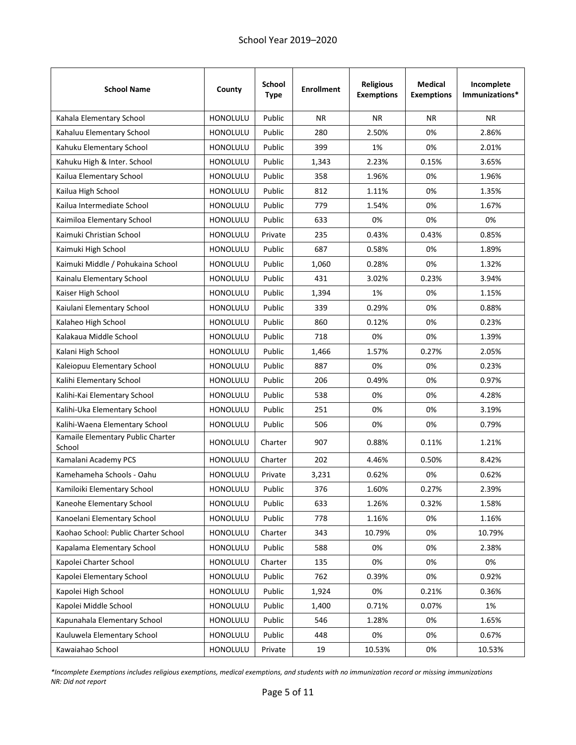School Year 2019–2020

| School Name | County | School Type | Enrollment | Religious Exemptions | Medical Exemptions | Incomplete Immunizations* |
|---|---|---|---|---|---|---|
| Kahala Elementary School | HONOLULU | Public | NR | NR | NR | NR |
| Kahaluu Elementary School | HONOLULU | Public | 280 | 2.50% | 0% | 2.86% |
| Kahuku Elementary School | HONOLULU | Public | 399 | 1% | 0% | 2.01% |
| Kahuku High & Inter. School | HONOLULU | Public | 1,343 | 2.23% | 0.15% | 3.65% |
| Kailua Elementary School | HONOLULU | Public | 358 | 1.96% | 0% | 1.96% |
| Kailua High School | HONOLULU | Public | 812 | 1.11% | 0% | 1.35% |
| Kailua Intermediate School | HONOLULU | Public | 779 | 1.54% | 0% | 1.67% |
| Kaimiloa Elementary School | HONOLULU | Public | 633 | 0% | 0% | 0% |
| Kaimuki Christian School | HONOLULU | Private | 235 | 0.43% | 0.43% | 0.85% |
| Kaimuki High School | HONOLULU | Public | 687 | 0.58% | 0% | 1.89% |
| Kaimuki Middle / Pohukaina School | HONOLULU | Public | 1,060 | 0.28% | 0% | 1.32% |
| Kainalu Elementary School | HONOLULU | Public | 431 | 3.02% | 0.23% | 3.94% |
| Kaiser High School | HONOLULU | Public | 1,394 | 1% | 0% | 1.15% |
| Kaiulani Elementary School | HONOLULU | Public | 339 | 0.29% | 0% | 0.88% |
| Kalaheo High School | HONOLULU | Public | 860 | 0.12% | 0% | 0.23% |
| Kalakaua Middle School | HONOLULU | Public | 718 | 0% | 0% | 1.39% |
| Kalani High School | HONOLULU | Public | 1,466 | 1.57% | 0.27% | 2.05% |
| Kaleiopuu Elementary School | HONOLULU | Public | 887 | 0% | 0% | 0.23% |
| Kalihi Elementary School | HONOLULU | Public | 206 | 0.49% | 0% | 0.97% |
| Kalihi-Kai Elementary School | HONOLULU | Public | 538 | 0% | 0% | 4.28% |
| Kalihi-Uka Elementary School | HONOLULU | Public | 251 | 0% | 0% | 3.19% |
| Kalihi-Waena Elementary School | HONOLULU | Public | 506 | 0% | 0% | 0.79% |
| Kamaile Elementary Public Charter School | HONOLULU | Charter | 907 | 0.88% | 0.11% | 1.21% |
| Kamalani Academy PCS | HONOLULU | Charter | 202 | 4.46% | 0.50% | 8.42% |
| Kamehameha Schools - Oahu | HONOLULU | Private | 3,231 | 0.62% | 0% | 0.62% |
| Kamiloiki Elementary School | HONOLULU | Public | 376 | 1.60% | 0.27% | 2.39% |
| Kaneohe Elementary School | HONOLULU | Public | 633 | 1.26% | 0.32% | 1.58% |
| Kanoelani Elementary School | HONOLULU | Public | 778 | 1.16% | 0% | 1.16% |
| Kaohao School: Public Charter School | HONOLULU | Charter | 343 | 10.79% | 0% | 10.79% |
| Kapalama Elementary School | HONOLULU | Public | 588 | 0% | 0% | 2.38% |
| Kapolei Charter School | HONOLULU | Charter | 135 | 0% | 0% | 0% |
| Kapolei Elementary School | HONOLULU | Public | 762 | 0.39% | 0% | 0.92% |
| Kapolei High School | HONOLULU | Public | 1,924 | 0% | 0.21% | 0.36% |
| Kapolei Middle School | HONOLULU | Public | 1,400 | 0.71% | 0.07% | 1% |
| Kapunahala Elementary School | HONOLULU | Public | 546 | 1.28% | 0% | 1.65% |
| Kauluwela Elementary School | HONOLULU | Public | 448 | 0% | 0% | 0.67% |
| Kawaiahao School | HONOLULU | Private | 19 | 10.53% | 0% | 10.53% |

*\*Incomplete Exemptions includes religious exemptions, medical exemptions, and students with no immunization record or missing immunizations*
*NR: Did not report*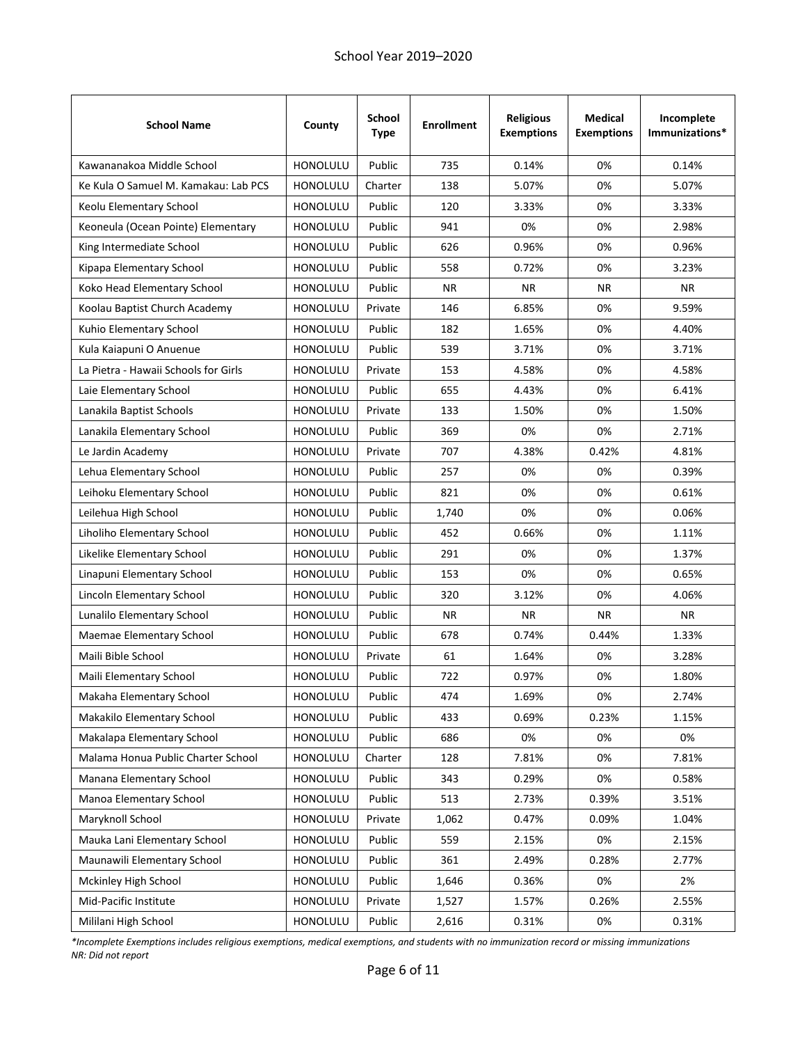School Year 2019–2020

| School Name | County | School Type | Enrollment | Religious Exemptions | Medical Exemptions | Incomplete Immunizations* |
|---|---|---|---|---|---|---|
| Kawananakoa Middle School | HONOLULU | Public | 735 | 0.14% | 0% | 0.14% |
| Ke Kula O Samuel M. Kamakau: Lab PCS | HONOLULU | Charter | 138 | 5.07% | 0% | 5.07% |
| Keolu Elementary School | HONOLULU | Public | 120 | 3.33% | 0% | 3.33% |
| Keoneula (Ocean Pointe) Elementary | HONOLULU | Public | 941 | 0% | 0% | 2.98% |
| King Intermediate School | HONOLULU | Public | 626 | 0.96% | 0% | 0.96% |
| Kipapa Elementary School | HONOLULU | Public | 558 | 0.72% | 0% | 3.23% |
| Koko Head Elementary School | HONOLULU | Public | NR | NR | NR | NR |
| Koolau Baptist Church Academy | HONOLULU | Private | 146 | 6.85% | 0% | 9.59% |
| Kuhio Elementary School | HONOLULU | Public | 182 | 1.65% | 0% | 4.40% |
| Kula Kaiapuni O Anuenue | HONOLULU | Public | 539 | 3.71% | 0% | 3.71% |
| La Pietra - Hawaii Schools for Girls | HONOLULU | Private | 153 | 4.58% | 0% | 4.58% |
| Laie Elementary School | HONOLULU | Public | 655 | 4.43% | 0% | 6.41% |
| Lanakila Baptist Schools | HONOLULU | Private | 133 | 1.50% | 0% | 1.50% |
| Lanakila Elementary School | HONOLULU | Public | 369 | 0% | 0% | 2.71% |
| Le Jardin Academy | HONOLULU | Private | 707 | 4.38% | 0.42% | 4.81% |
| Lehua Elementary School | HONOLULU | Public | 257 | 0% | 0% | 0.39% |
| Leihoku Elementary School | HONOLULU | Public | 821 | 0% | 0% | 0.61% |
| Leilehua High School | HONOLULU | Public | 1,740 | 0% | 0% | 0.06% |
| Liholiho Elementary School | HONOLULU | Public | 452 | 0.66% | 0% | 1.11% |
| Likelike Elementary School | HONOLULU | Public | 291 | 0% | 0% | 1.37% |
| Linapuni Elementary School | HONOLULU | Public | 153 | 0% | 0% | 0.65% |
| Lincoln Elementary School | HONOLULU | Public | 320 | 3.12% | 0% | 4.06% |
| Lunalilo Elementary School | HONOLULU | Public | NR | NR | NR | NR |
| Maemae Elementary School | HONOLULU | Public | 678 | 0.74% | 0.44% | 1.33% |
| Maili Bible School | HONOLULU | Private | 61 | 1.64% | 0% | 3.28% |
| Maili Elementary School | HONOLULU | Public | 722 | 0.97% | 0% | 1.80% |
| Makaha Elementary School | HONOLULU | Public | 474 | 1.69% | 0% | 2.74% |
| Makakilo Elementary School | HONOLULU | Public | 433 | 0.69% | 0.23% | 1.15% |
| Makalapa Elementary School | HONOLULU | Public | 686 | 0% | 0% | 0% |
| Malama Honua Public Charter School | HONOLULU | Charter | 128 | 7.81% | 0% | 7.81% |
| Manana Elementary School | HONOLULU | Public | 343 | 0.29% | 0% | 0.58% |
| Manoa Elementary School | HONOLULU | Public | 513 | 2.73% | 0.39% | 3.51% |
| Maryknoll School | HONOLULU | Private | 1,062 | 0.47% | 0.09% | 1.04% |
| Mauka Lani Elementary School | HONOLULU | Public | 559 | 2.15% | 0% | 2.15% |
| Maunawili Elementary School | HONOLULU | Public | 361 | 2.49% | 0.28% | 2.77% |
| Mckinley High School | HONOLULU | Public | 1,646 | 0.36% | 0% | 2% |
| Mid-Pacific Institute | HONOLULU | Private | 1,527 | 1.57% | 0.26% | 2.55% |
| Mililani High School | HONOLULU | Public | 2,616 | 0.31% | 0% | 0.31% |

*\*Incomplete Exemptions includes religious exemptions, medical exemptions, and students with no immunization record or missing immunizations*
*NR: Did not report*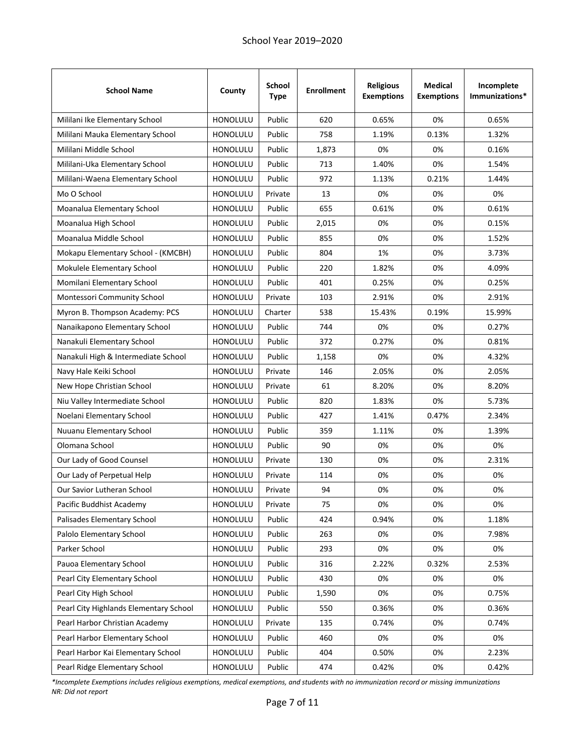School Year 2019–2020

| School Name | County | School Type | Enrollment | Religious Exemptions | Medical Exemptions | Incomplete Immunizations* |
|---|---|---|---|---|---|---|
| Mililani Ike Elementary School | HONOLULU | Public | 620 | 0.65% | 0% | 0.65% |
| Mililani Mauka Elementary School | HONOLULU | Public | 758 | 1.19% | 0.13% | 1.32% |
| Mililani Middle School | HONOLULU | Public | 1,873 | 0% | 0% | 0.16% |
| Mililani-Uka Elementary School | HONOLULU | Public | 713 | 1.40% | 0% | 1.54% |
| Mililani-Waena Elementary School | HONOLULU | Public | 972 | 1.13% | 0.21% | 1.44% |
| Mo O School | HONOLULU | Private | 13 | 0% | 0% | 0% |
| Moanalua Elementary School | HONOLULU | Public | 655 | 0.61% | 0% | 0.61% |
| Moanalua High School | HONOLULU | Public | 2,015 | 0% | 0% | 0.15% |
| Moanalua Middle School | HONOLULU | Public | 855 | 0% | 0% | 1.52% |
| Mokapu Elementary School - (KMCBH) | HONOLULU | Public | 804 | 1% | 0% | 3.73% |
| Mokulele Elementary School | HONOLULU | Public | 220 | 1.82% | 0% | 4.09% |
| Momilani Elementary School | HONOLULU | Public | 401 | 0.25% | 0% | 0.25% |
| Montessori Community School | HONOLULU | Private | 103 | 2.91% | 0% | 2.91% |
| Myron B. Thompson Academy: PCS | HONOLULU | Charter | 538 | 15.43% | 0.19% | 15.99% |
| Nanaikapono Elementary School | HONOLULU | Public | 744 | 0% | 0% | 0.27% |
| Nanakuli Elementary School | HONOLULU | Public | 372 | 0.27% | 0% | 0.81% |
| Nanakuli High & Intermediate School | HONOLULU | Public | 1,158 | 0% | 0% | 4.32% |
| Navy Hale Keiki School | HONOLULU | Private | 146 | 2.05% | 0% | 2.05% |
| New Hope Christian School | HONOLULU | Private | 61 | 8.20% | 0% | 8.20% |
| Niu Valley Intermediate School | HONOLULU | Public | 820 | 1.83% | 0% | 5.73% |
| Noelani Elementary School | HONOLULU | Public | 427 | 1.41% | 0.47% | 2.34% |
| Nuuanu Elementary School | HONOLULU | Public | 359 | 1.11% | 0% | 1.39% |
| Olomana School | HONOLULU | Public | 90 | 0% | 0% | 0% |
| Our Lady of Good Counsel | HONOLULU | Private | 130 | 0% | 0% | 2.31% |
| Our Lady of Perpetual Help | HONOLULU | Private | 114 | 0% | 0% | 0% |
| Our Savior Lutheran School | HONOLULU | Private | 94 | 0% | 0% | 0% |
| Pacific Buddhist Academy | HONOLULU | Private | 75 | 0% | 0% | 0% |
| Palisades Elementary School | HONOLULU | Public | 424 | 0.94% | 0% | 1.18% |
| Palolo Elementary School | HONOLULU | Public | 263 | 0% | 0% | 7.98% |
| Parker School | HONOLULU | Public | 293 | 0% | 0% | 0% |
| Pauoa Elementary School | HONOLULU | Public | 316 | 2.22% | 0.32% | 2.53% |
| Pearl City Elementary School | HONOLULU | Public | 430 | 0% | 0% | 0% |
| Pearl City High School | HONOLULU | Public | 1,590 | 0% | 0% | 0.75% |
| Pearl City Highlands Elementary School | HONOLULU | Public | 550 | 0.36% | 0% | 0.36% |
| Pearl Harbor Christian Academy | HONOLULU | Private | 135 | 0.74% | 0% | 0.74% |
| Pearl Harbor Elementary School | HONOLULU | Public | 460 | 0% | 0% | 0% |
| Pearl Harbor Kai Elementary School | HONOLULU | Public | 404 | 0.50% | 0% | 2.23% |
| Pearl Ridge Elementary School | HONOLULU | Public | 474 | 0.42% | 0% | 0.42% |

*\*Incomplete Exemptions includes religious exemptions, medical exemptions, and students with no immunization record or missing immunizations*
*NR: Did not report*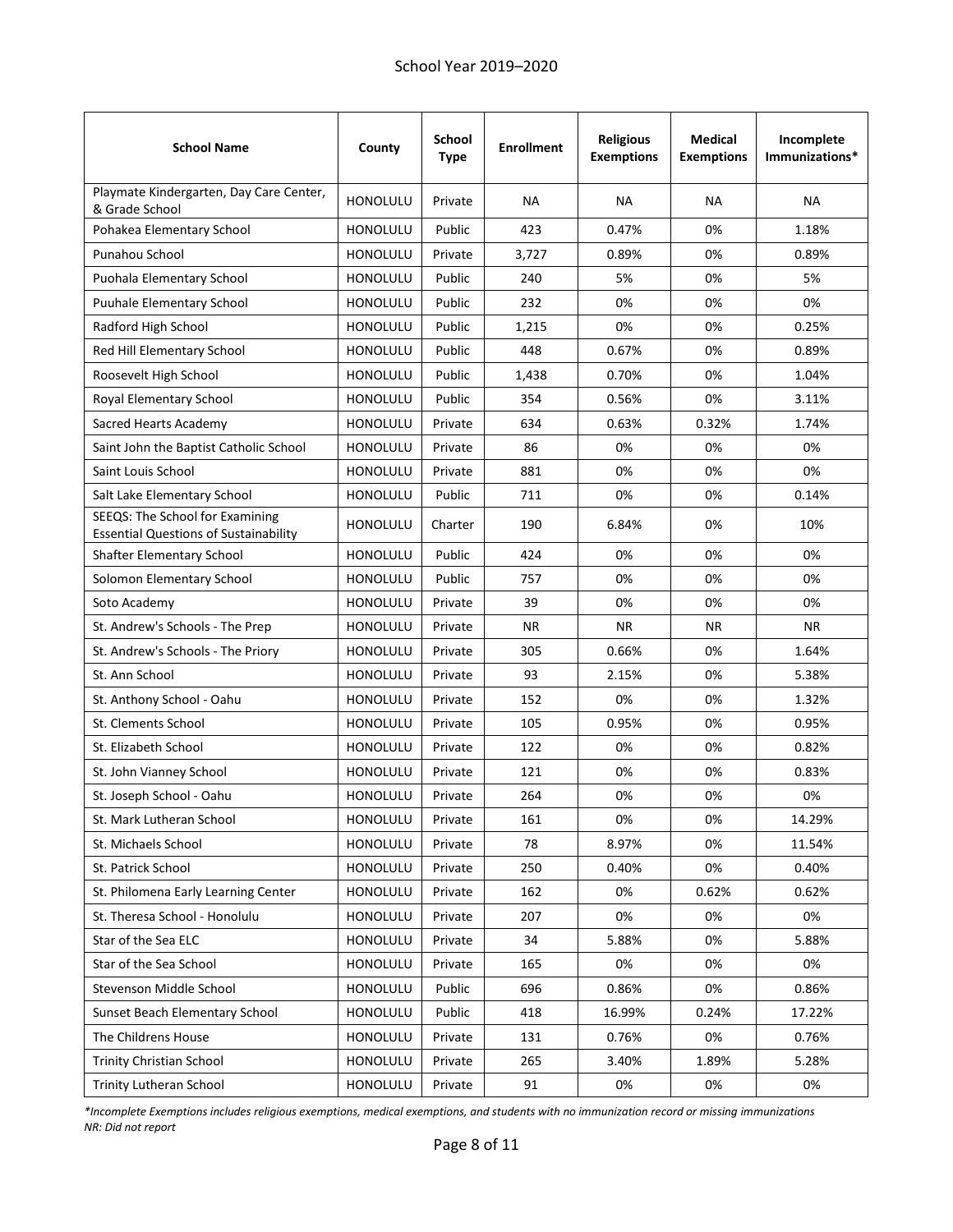School Year 2019–2020

| School Name | County | School Type | Enrollment | Religious Exemptions | Medical Exemptions | Incomplete Immunizations* |
|---|---|---|---|---|---|---|
| Playmate Kindergarten, Day Care Center, & Grade School | HONOLULU | Private | NA | NA | NA | NA |
| Pohakea Elementary School | HONOLULU | Public | 423 | 0.47% | 0% | 1.18% |
| Punahou School | HONOLULU | Private | 3,727 | 0.89% | 0% | 0.89% |
| Puohala Elementary School | HONOLULU | Public | 240 | 5% | 0% | 5% |
| Puuhale Elementary School | HONOLULU | Public | 232 | 0% | 0% | 0% |
| Radford High School | HONOLULU | Public | 1,215 | 0% | 0% | 0.25% |
| Red Hill Elementary School | HONOLULU | Public | 448 | 0.67% | 0% | 0.89% |
| Roosevelt High School | HONOLULU | Public | 1,438 | 0.70% | 0% | 1.04% |
| Royal Elementary School | HONOLULU | Public | 354 | 0.56% | 0% | 3.11% |
| Sacred Hearts Academy | HONOLULU | Private | 634 | 0.63% | 0.32% | 1.74% |
| Saint John the Baptist Catholic School | HONOLULU | Private | 86 | 0% | 0% | 0% |
| Saint Louis School | HONOLULU | Private | 881 | 0% | 0% | 0% |
| Salt Lake Elementary School | HONOLULU | Public | 711 | 0% | 0% | 0.14% |
| SEEQS: The School for Examining Essential Questions of Sustainability | HONOLULU | Charter | 190 | 6.84% | 0% | 10% |
| Shafter Elementary School | HONOLULU | Public | 424 | 0% | 0% | 0% |
| Solomon Elementary School | HONOLULU | Public | 757 | 0% | 0% | 0% |
| Soto Academy | HONOLULU | Private | 39 | 0% | 0% | 0% |
| St. Andrew's Schools - The Prep | HONOLULU | Private | NR | NR | NR | NR |
| St. Andrew's Schools - The Priory | HONOLULU | Private | 305 | 0.66% | 0% | 1.64% |
| St. Ann School | HONOLULU | Private | 93 | 2.15% | 0% | 5.38% |
| St. Anthony School - Oahu | HONOLULU | Private | 152 | 0% | 0% | 1.32% |
| St. Clements School | HONOLULU | Private | 105 | 0.95% | 0% | 0.95% |
| St. Elizabeth School | HONOLULU | Private | 122 | 0% | 0% | 0.82% |
| St. John Vianney School | HONOLULU | Private | 121 | 0% | 0% | 0.83% |
| St. Joseph School - Oahu | HONOLULU | Private | 264 | 0% | 0% | 0% |
| St. Mark Lutheran School | HONOLULU | Private | 161 | 0% | 0% | 14.29% |
| St. Michaels School | HONOLULU | Private | 78 | 8.97% | 0% | 11.54% |
| St. Patrick School | HONOLULU | Private | 250 | 0.40% | 0% | 0.40% |
| St. Philomena Early Learning Center | HONOLULU | Private | 162 | 0% | 0.62% | 0.62% |
| St. Theresa School - Honolulu | HONOLULU | Private | 207 | 0% | 0% | 0% |
| Star of the Sea ELC | HONOLULU | Private | 34 | 5.88% | 0% | 5.88% |
| Star of the Sea School | HONOLULU | Private | 165 | 0% | 0% | 0% |
| Stevenson Middle School | HONOLULU | Public | 696 | 0.86% | 0% | 0.86% |
| Sunset Beach Elementary School | HONOLULU | Public | 418 | 16.99% | 0.24% | 17.22% |
| The Childrens House | HONOLULU | Private | 131 | 0.76% | 0% | 0.76% |
| Trinity Christian School | HONOLULU | Private | 265 | 3.40% | 1.89% | 5.28% |
| Trinity Lutheran School | HONOLULU | Private | 91 | 0% | 0% | 0% |

*\*Incomplete Exemptions includes religious exemptions, medical exemptions, and students with no immunization record or missing immunizations*
*NR: Did not report*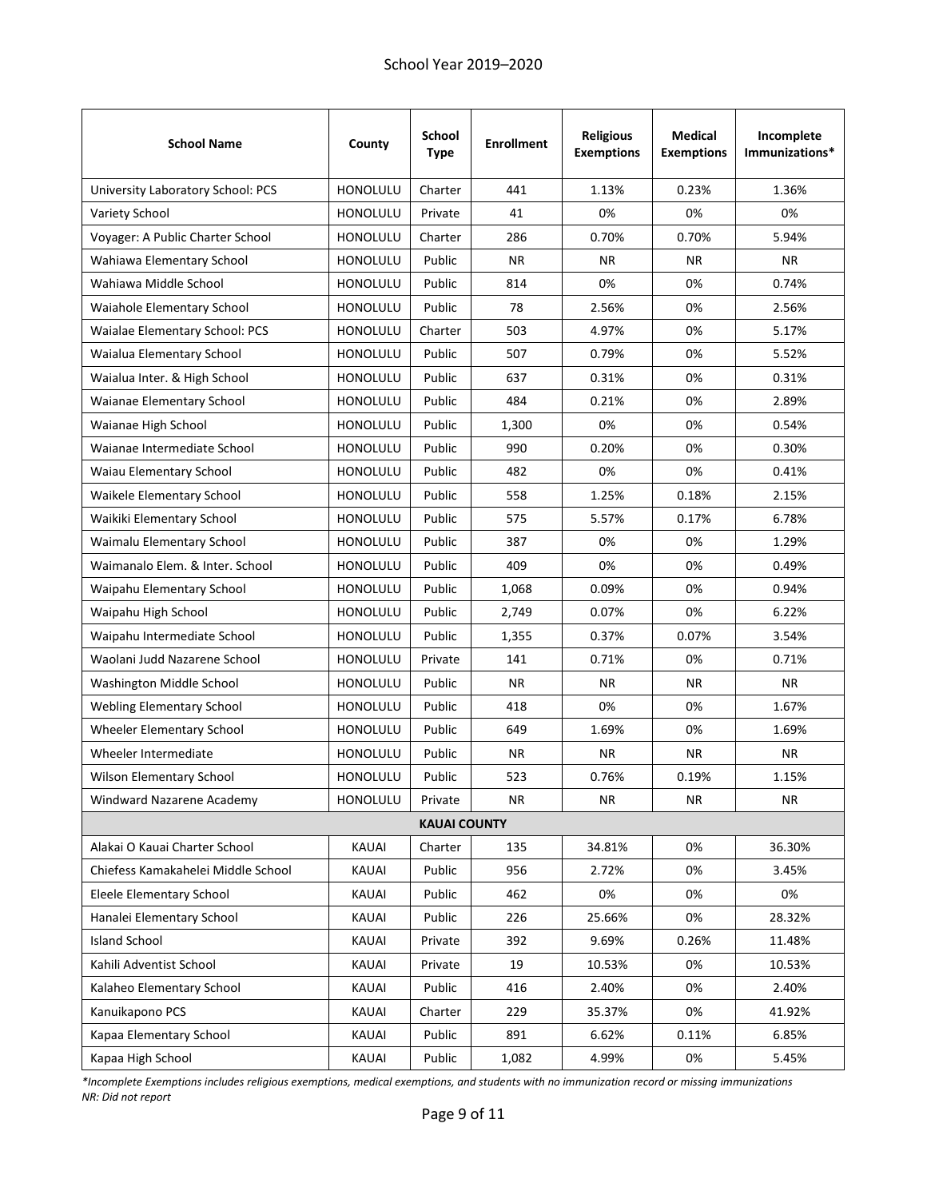School Year 2019–2020

| School Name | County | School Type | Enrollment | Religious Exemptions | Medical Exemptions | Incomplete Immunizations* |
|---|---|---|---|---|---|---|
| University Laboratory School: PCS | HONOLULU | Charter | 441 | 1.13% | 0.23% | 1.36% |
| Variety School | HONOLULU | Private | 41 | 0% | 0% | 0% |
| Voyager: A Public Charter School | HONOLULU | Charter | 286 | 0.70% | 0.70% | 5.94% |
| Wahiawa Elementary School | HONOLULU | Public | NR | NR | NR | NR |
| Wahiawa Middle School | HONOLULU | Public | 814 | 0% | 0% | 0.74% |
| Waiahole Elementary School | HONOLULU | Public | 78 | 2.56% | 0% | 2.56% |
| Waialae Elementary School: PCS | HONOLULU | Charter | 503 | 4.97% | 0% | 5.17% |
| Waialua Elementary School | HONOLULU | Public | 507 | 0.79% | 0% | 5.52% |
| Waialua Inter. & High School | HONOLULU | Public | 637 | 0.31% | 0% | 0.31% |
| Waianae Elementary School | HONOLULU | Public | 484 | 0.21% | 0% | 2.89% |
| Waianae High School | HONOLULU | Public | 1,300 | 0% | 0% | 0.54% |
| Waianae Intermediate School | HONOLULU | Public | 990 | 0.20% | 0% | 0.30% |
| Waiau Elementary School | HONOLULU | Public | 482 | 0% | 0% | 0.41% |
| Waikele Elementary School | HONOLULU | Public | 558 | 1.25% | 0.18% | 2.15% |
| Waikiki Elementary School | HONOLULU | Public | 575 | 5.57% | 0.17% | 6.78% |
| Waimalu Elementary School | HONOLULU | Public | 387 | 0% | 0% | 1.29% |
| Waimanalo Elem. & Inter. School | HONOLULU | Public | 409 | 0% | 0% | 0.49% |
| Waipahu Elementary School | HONOLULU | Public | 1,068 | 0.09% | 0% | 0.94% |
| Waipahu High School | HONOLULU | Public | 2,749 | 0.07% | 0% | 6.22% |
| Waipahu Intermediate School | HONOLULU | Public | 1,355 | 0.37% | 0.07% | 3.54% |
| Waolani Judd Nazarene School | HONOLULU | Private | 141 | 0.71% | 0% | 0.71% |
| Washington Middle School | HONOLULU | Public | NR | NR | NR | NR |
| Webling Elementary School | HONOLULU | Public | 418 | 0% | 0% | 1.67% |
| Wheeler Elementary School | HONOLULU | Public | 649 | 1.69% | 0% | 1.69% |
| Wheeler Intermediate | HONOLULU | Public | NR | NR | NR | NR |
| Wilson Elementary School | HONOLULU | Public | 523 | 0.76% | 0.19% | 1.15% |
| Windward Nazarene Academy | HONOLULU | Private | NR | NR | NR | NR |
| **KAUAI COUNTY** | | | | | | |
| Alakai O Kauai Charter School | KAUAI | Charter | 135 | 34.81% | 0% | 36.30% |
| Chiefess Kamakahelei Middle School | KAUAI | Public | 956 | 2.72% | 0% | 3.45% |
| Eleele Elementary School | KAUAI | Public | 462 | 0% | 0% | 0% |
| Hanalei Elementary School | KAUAI | Public | 226 | 25.66% | 0% | 28.32% |
| Island School | KAUAI | Private | 392 | 9.69% | 0.26% | 11.48% |
| Kahili Adventist School | KAUAI | Private | 19 | 10.53% | 0% | 10.53% |
| Kalaheo Elementary School | KAUAI | Public | 416 | 2.40% | 0% | 2.40% |
| Kanuikapono PCS | KAUAI | Charter | 229 | 35.37% | 0% | 41.92% |
| Kapaa Elementary School | KAUAI | Public | 891 | 6.62% | 0.11% | 6.85% |
| Kapaa High School | KAUAI | Public | 1,082 | 4.99% | 0% | 5.45% |

*\*Incomplete Exemptions includes religious exemptions, medical exemptions, and students with no immunization record or missing immunizations*
*NR: Did not report*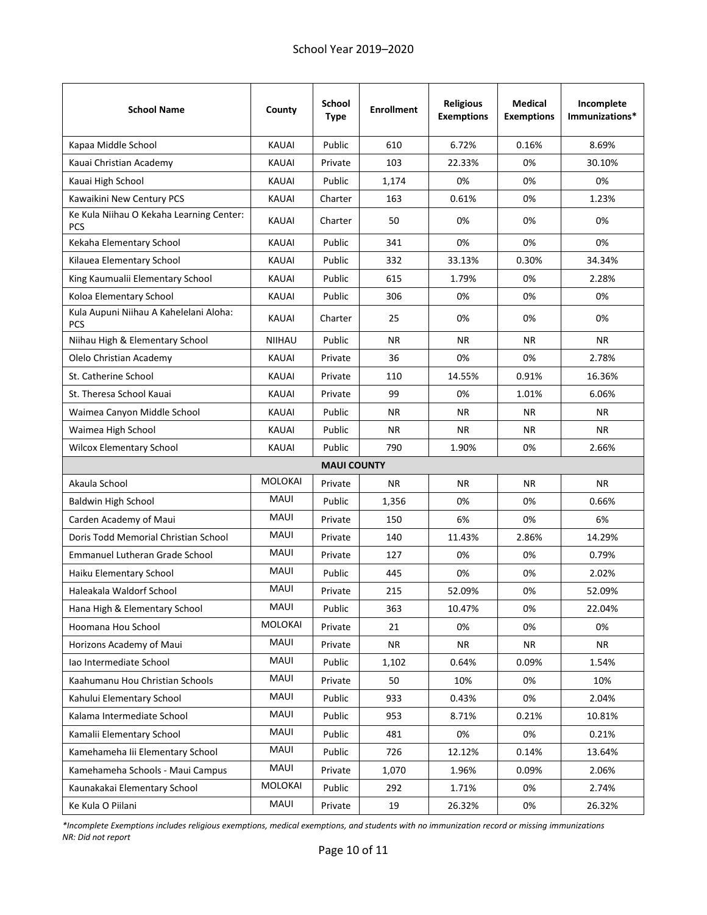School Year 2019–2020

| School Name | County | School Type | Enrollment | Religious Exemptions | Medical Exemptions | Incomplete Immunizations* |
|---|---|---|---|---|---|---|
| Kapaa Middle School | KAUAI | Public | 610 | 6.72% | 0.16% | 8.69% |
| Kauai Christian Academy | KAUAI | Private | 103 | 22.33% | 0% | 30.10% |
| Kauai High School | KAUAI | Public | 1,174 | 0% | 0% | 0% |
| Kawaikini New Century PCS | KAUAI | Charter | 163 | 0.61% | 0% | 1.23% |
| Ke Kula Niihau O Kekaha Learning Center: PCS | KAUAI | Charter | 50 | 0% | 0% | 0% |
| Kekaha Elementary School | KAUAI | Public | 341 | 0% | 0% | 0% |
| Kilauea Elementary School | KAUAI | Public | 332 | 33.13% | 0.30% | 34.34% |
| King Kaumualii Elementary School | KAUAI | Public | 615 | 1.79% | 0% | 2.28% |
| Koloa Elementary School | KAUAI | Public | 306 | 0% | 0% | 0% |
| Kula Aupuni Niihau A Kahelelani Aloha: PCS | KAUAI | Charter | 25 | 0% | 0% | 0% |
| Niihau High & Elementary School | NIIHAU | Public | NR | NR | NR | NR |
| Olelo Christian Academy | KAUAI | Private | 36 | 0% | 0% | 2.78% |
| St. Catherine School | KAUAI | Private | 110 | 14.55% | 0.91% | 16.36% |
| St. Theresa School Kauai | KAUAI | Private | 99 | 0% | 1.01% | 6.06% |
| Waimea Canyon Middle School | KAUAI | Public | NR | NR | NR | NR |
| Waimea High School | KAUAI | Public | NR | NR | NR | NR |
| Wilcox Elementary School | KAUAI | Public | 790 | 1.90% | 0% | 2.66% |
| **MAUI COUNTY** | | | | | | |
| Akaula School | MOLOKAI | Private | NR | NR | NR | NR |
| Baldwin High School | MAUI | Public | 1,356 | 0% | 0% | 0.66% |
| Carden Academy of Maui | MAUI | Private | 150 | 6% | 0% | 6% |
| Doris Todd Memorial Christian School | MAUI | Private | 140 | 11.43% | 2.86% | 14.29% |
| Emmanuel Lutheran Grade School | MAUI | Private | 127 | 0% | 0% | 0.79% |
| Haiku Elementary School | MAUI | Public | 445 | 0% | 0% | 2.02% |
| Haleakala Waldorf School | MAUI | Private | 215 | 52.09% | 0% | 52.09% |
| Hana High & Elementary School | MAUI | Public | 363 | 10.47% | 0% | 22.04% |
| Hoomana Hou School | MOLOKAI | Private | 21 | 0% | 0% | 0% |
| Horizons Academy of Maui | MAUI | Private | NR | NR | NR | NR |
| Iao Intermediate School | MAUI | Public | 1,102 | 0.64% | 0.09% | 1.54% |
| Kaahumanu Hou Christian Schools | MAUI | Private | 50 | 10% | 0% | 10% |
| Kahului Elementary School | MAUI | Public | 933 | 0.43% | 0% | 2.04% |
| Kalama Intermediate School | MAUI | Public | 953 | 8.71% | 0.21% | 10.81% |
| Kamalii Elementary School | MAUI | Public | 481 | 0% | 0% | 0.21% |
| Kamehameha Iii Elementary School | MAUI | Public | 726 | 12.12% | 0.14% | 13.64% |
| Kamehameha Schools - Maui Campus | MAUI | Private | 1,070 | 1.96% | 0.09% | 2.06% |
| Kaunakakai Elementary School | MOLOKAI | Public | 292 | 1.71% | 0% | 2.74% |
| Ke Kula O Piilani | MAUI | Private | 19 | 26.32% | 0% | 26.32% |

*\*Incomplete Exemptions includes religious exemptions, medical exemptions, and students with no immunization record or missing immunizations*
*NR: Did not report*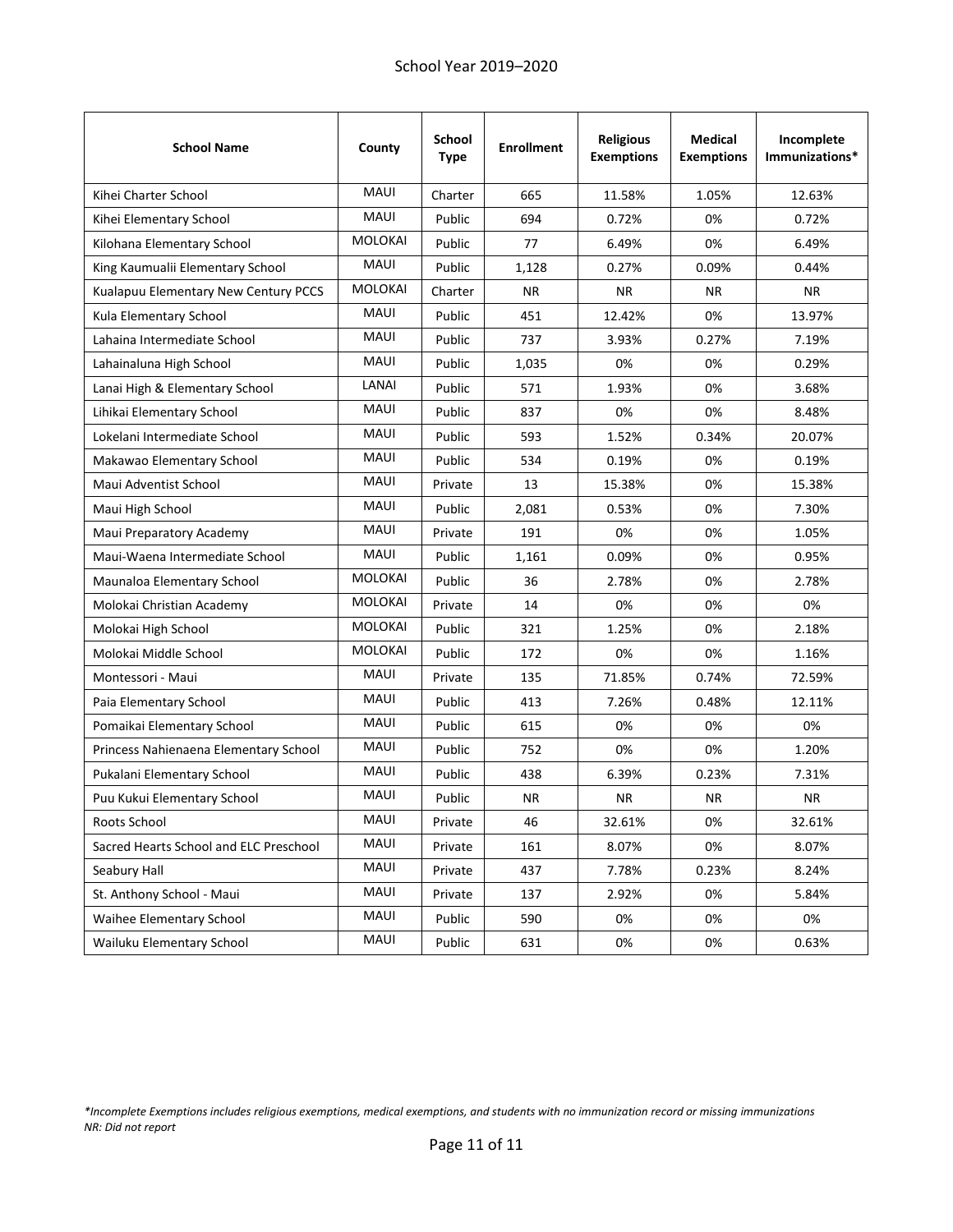School Year 2019–2020

| School Name | County | School Type | Enrollment | Religious Exemptions | Medical Exemptions | Incomplete Immunizations* |
|---|---|---|---|---|---|---|
| Kihei Charter School | MAUI | Charter | 665 | 11.58% | 1.05% | 12.63% |
| Kihei Elementary School | MAUI | Public | 694 | 0.72% | 0% | 0.72% |
| Kilohana Elementary School | MOLOKAI | Public | 77 | 6.49% | 0% | 6.49% |
| King Kaumualii Elementary School | MAUI | Public | 1,128 | 0.27% | 0.09% | 0.44% |
| Kualapuu Elementary New Century PCCS | MOLOKAI | Charter | NR | NR | NR | NR |
| Kula Elementary School | MAUI | Public | 451 | 12.42% | 0% | 13.97% |
| Lahaina Intermediate School | MAUI | Public | 737 | 3.93% | 0.27% | 7.19% |
| Lahainaluna High School | MAUI | Public | 1,035 | 0% | 0% | 0.29% |
| Lanai High & Elementary School | LANAI | Public | 571 | 1.93% | 0% | 3.68% |
| Lihikai Elementary School | MAUI | Public | 837 | 0% | 0% | 8.48% |
| Lokelani Intermediate School | MAUI | Public | 593 | 1.52% | 0.34% | 20.07% |
| Makawao Elementary School | MAUI | Public | 534 | 0.19% | 0% | 0.19% |
| Maui Adventist School | MAUI | Private | 13 | 15.38% | 0% | 15.38% |
| Maui High School | MAUI | Public | 2,081 | 0.53% | 0% | 7.30% |
| Maui Preparatory Academy | MAUI | Private | 191 | 0% | 0% | 1.05% |
| Maui-Waena Intermediate School | MAUI | Public | 1,161 | 0.09% | 0% | 0.95% |
| Maunaloa Elementary School | MOLOKAI | Public | 36 | 2.78% | 0% | 2.78% |
| Molokai Christian Academy | MOLOKAI | Private | 14 | 0% | 0% | 0% |
| Molokai High School | MOLOKAI | Public | 321 | 1.25% | 0% | 2.18% |
| Molokai Middle School | MOLOKAI | Public | 172 | 0% | 0% | 1.16% |
| Montessori - Maui | MAUI | Private | 135 | 71.85% | 0.74% | 72.59% |
| Paia Elementary School | MAUI | Public | 413 | 7.26% | 0.48% | 12.11% |
| Pomaikai Elementary School | MAUI | Public | 615 | 0% | 0% | 0% |
| Princess Nahienaena Elementary School | MAUI | Public | 752 | 0% | 0% | 1.20% |
| Pukalani Elementary School | MAUI | Public | 438 | 6.39% | 0.23% | 7.31% |
| Puu Kukui Elementary School | MAUI | Public | NR | NR | NR | NR |
| Roots School | MAUI | Private | 46 | 32.61% | 0% | 32.61% |
| Sacred Hearts School and ELC Preschool | MAUI | Private | 161 | 8.07% | 0% | 8.07% |
| Seabury Hall | MAUI | Private | 437 | 7.78% | 0.23% | 8.24% |
| St. Anthony School - Maui | MAUI | Private | 137 | 2.92% | 0% | 5.84% |
| Waihee Elementary School | MAUI | Public | 590 | 0% | 0% | 0% |
| Wailuku Elementary School | MAUI | Public | 631 | 0% | 0% | 0.63% |

*\*Incomplete Exemptions includes religious exemptions, medical exemptions, and students with no immunization record or missing immunizations*
*NR: Did not report*